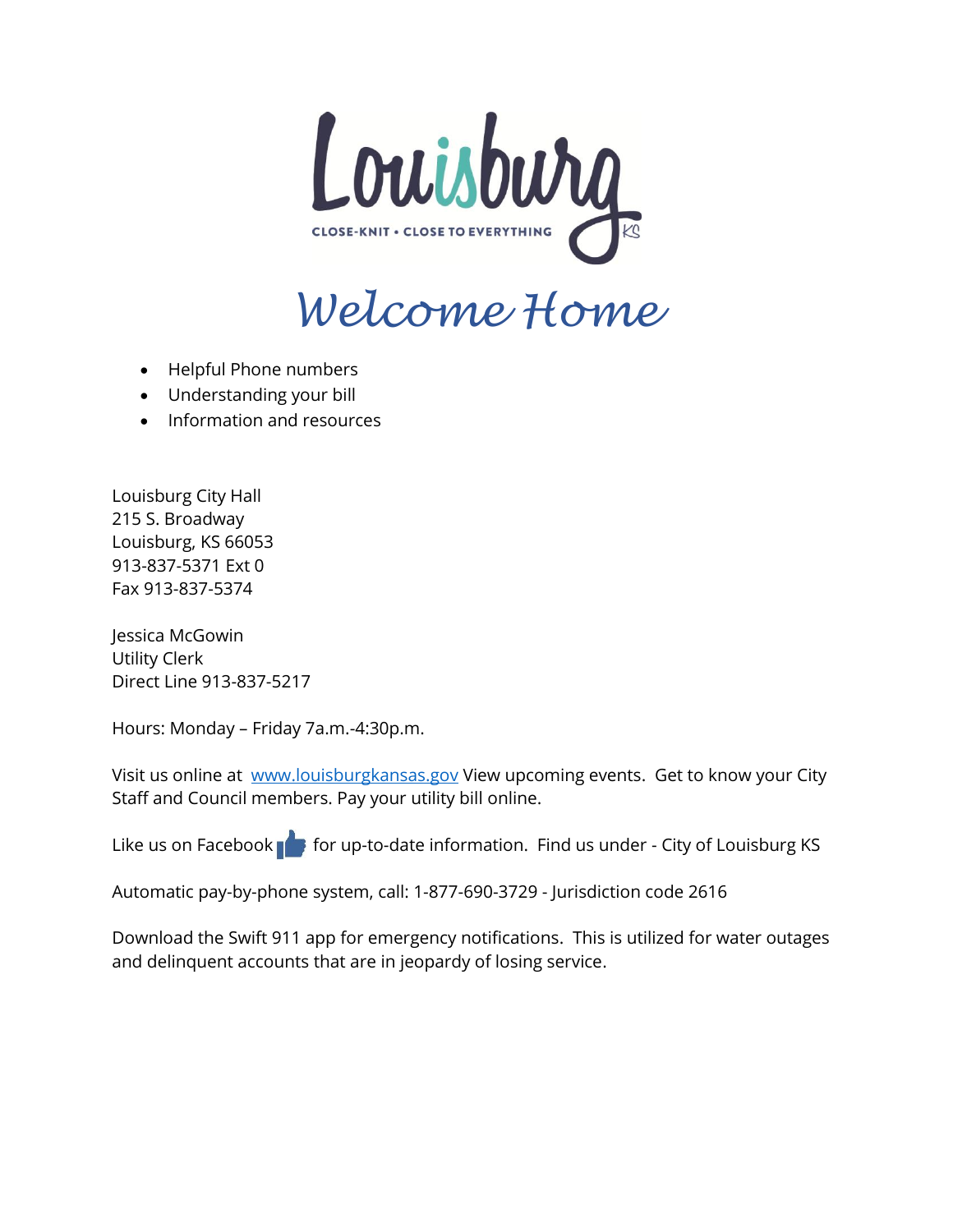# Louisburg

CLOSE-KNIT • CLOSE TO EVERYTHING

KS

# Welcome Home

- Helpful Phone numbers
- Understanding your bill
- Information and resources

Louisburg City Hall
215 S. Broadway
Louisburg, KS 66053
913-837-5371 Ext 0
Fax 913-837-5374

Jessica McGowin
Utility Clerk
Direct Line 913-837-5217

Hours: Monday – Friday 7a.m.-4:30p.m.

Visit us online at [www.louisburgkansas.gov](http://www.louisburgkansas.gov) View upcoming events. Get to know your City Staff and Council members. Pay your utility bill online.

Like us on Facebook for up-to-date information. Find us under - City of Louisburg KS

Automatic pay-by-phone system, call: 1-877-690-3729 - Jurisdiction code 2616

Download the Swift 911 app for emergency notifications. This is utilized for water outages and delinquent accounts that are in jeopardy of losing service.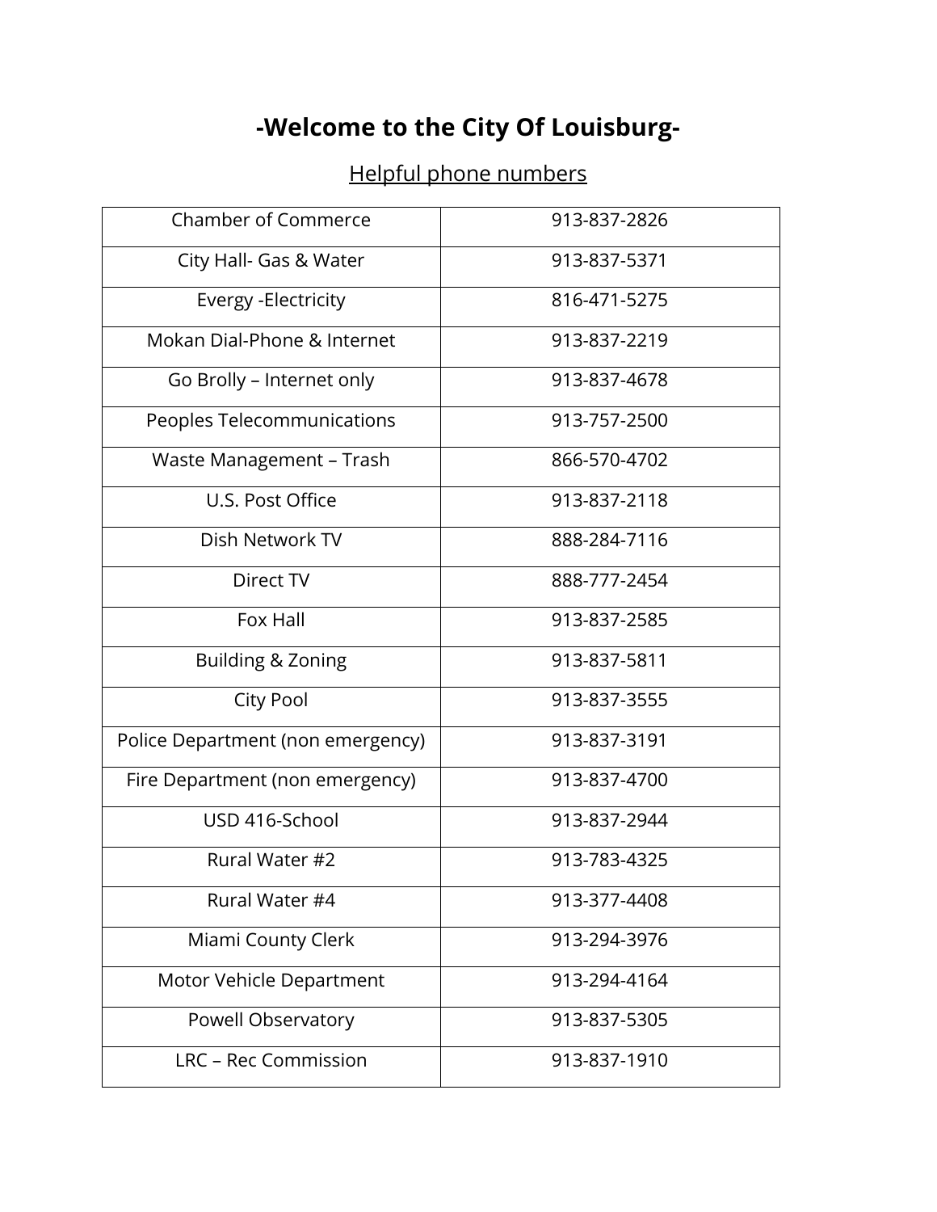# -Welcome to the City Of Louisburg-

## Helpful phone numbers

| | |
|---|---|
| Chamber of Commerce | 913-837-2826 |
| City Hall- Gas & Water | 913-837-5371 |
| Evergy -Electricity | 816-471-5275 |
| Mokan Dial-Phone & Internet | 913-837-2219 |
| Go Brolly – Internet only | 913-837-4678 |
| Peoples Telecommunications | 913-757-2500 |
| Waste Management – Trash | 866-570-4702 |
| U.S. Post Office | 913-837-2118 |
| Dish Network TV | 888-284-7116 |
| Direct TV | 888-777-2454 |
| Fox Hall | 913-837-2585 |
| Building & Zoning | 913-837-5811 |
| City Pool | 913-837-3555 |
| Police Department (non emergency) | 913-837-3191 |
| Fire Department (non emergency) | 913-837-4700 |
| USD 416-School | 913-837-2944 |
| Rural Water #2 | 913-783-4325 |
| Rural Water #4 | 913-377-4408 |
| Miami County Clerk | 913-294-3976 |
| Motor Vehicle Department | 913-294-4164 |
| Powell Observatory | 913-837-5305 |
| LRC – Rec Commission | 913-837-1910 |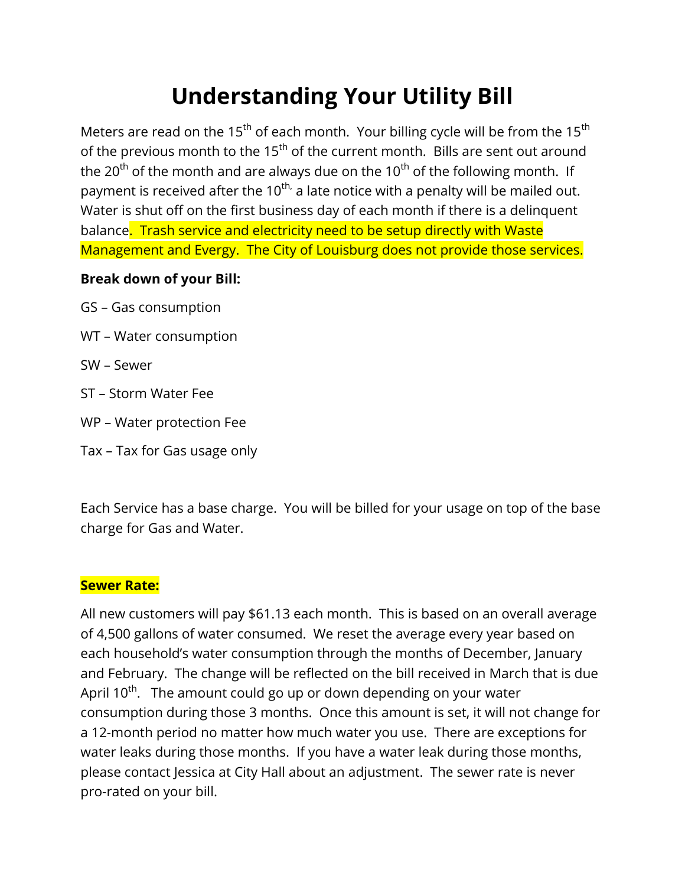# Understanding Your Utility Bill

Meters are read on the 15th of each month. Your billing cycle will be from the 15th of the previous month to the 15th of the current month. Bills are sent out around the 20th of the month and are always due on the 10th of the following month. If payment is received after the 10th, a late notice with a penalty will be mailed out. Water is shut off on the first business day of each month if there is a delinquent balance. Trash service and electricity need to be setup directly with Waste Management and Evergy. The City of Louisburg does not provide those services.

**Break down of your Bill:**

GS – Gas consumption

WT – Water consumption

SW – Sewer

ST – Storm Water Fee

WP – Water protection Fee

Tax – Tax for Gas usage only

Each Service has a base charge. You will be billed for your usage on top of the base charge for Gas and Water.

**Sewer Rate:**

All new customers will pay $61.13 each month. This is based on an overall average of 4,500 gallons of water consumed. We reset the average every year based on each household's water consumption through the months of December, January and February. The change will be reflected on the bill received in March that is due April 10th. The amount could go up or down depending on your water consumption during those 3 months. Once this amount is set, it will not change for a 12-month period no matter how much water you use. There are exceptions for water leaks during those months. If you have a water leak during those months, please contact Jessica at City Hall about an adjustment. The sewer rate is never pro-rated on your bill.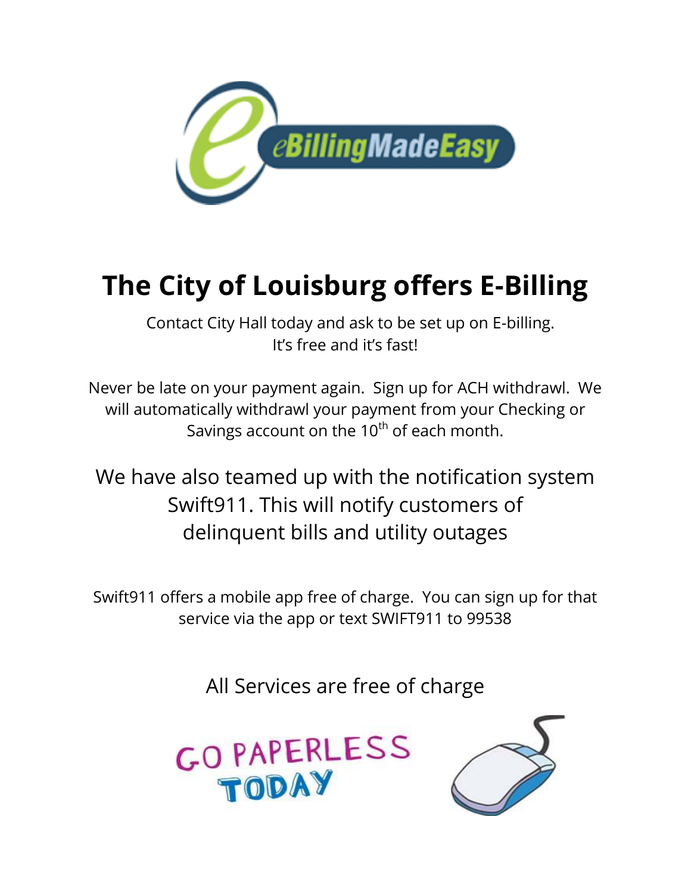eBillingMadeEasy

# The City of Louisburg offers E-Billing

Contact City Hall today and ask to be set up on E-billing.
It's free and it's fast!

Never be late on your payment again. Sign up for ACH withdrawl. We will automatically withdrawl your payment from your Checking or Savings account on the 10th of each month.

We have also teamed up with the notification system Swift911. This will notify customers of delinquent bills and utility outages

Swift911 offers a mobile app free of charge. You can sign up for that service via the app or text SWIFT911 to 99538

All Services are free of charge

GO PAPERLESS TODAY